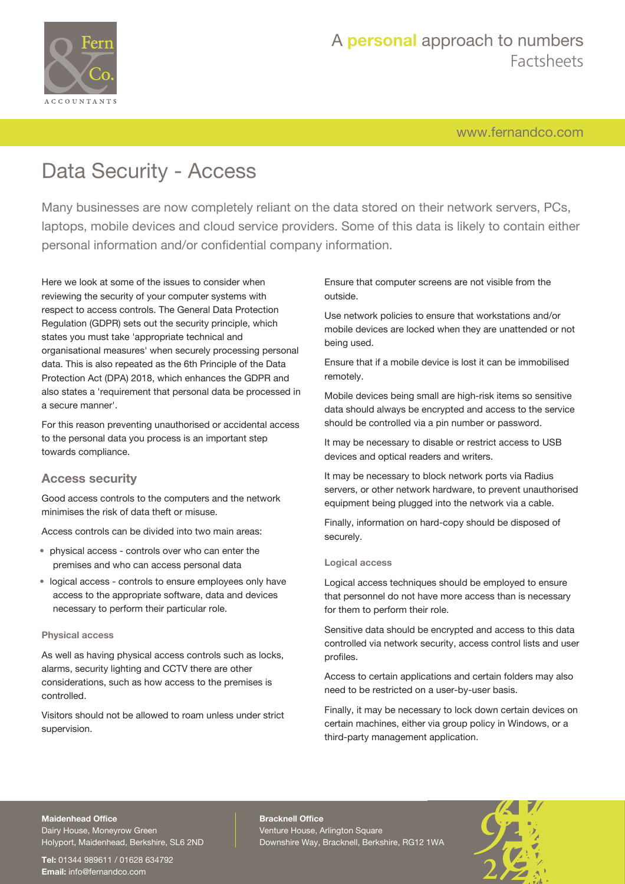# Data Security - Access

Many businesses are now completely reliant on the data stored on their network servers, PCs, laptops, mobile devices and cloud service providers. Some of this data is likely to contain either personal information and/or confidential company information.

Here we look at some of the issues to consider when reviewing the security of your computer systems with respect to access controls. The General Data Protection Regulation (GDPR) sets out the security principle, which states you must take 'appropriate technical and organisational measures' when securely processing personal data. This is also repeated as the 6th Principle of the Data Protection Act (DPA) 2018, which enhances the GDPR and also states a 'requirement that personal data be processed in a secure manner'.

For this reason preventing unauthorised or accidental access to the personal data you process is an important step towards compliance.

## Access security

Good access controls to the computers and the network minimises the risk of data theft or misuse.

Access controls can be divided into two main areas:

- physical access - controls over who can enter the premises and who can access personal data
- logical access - controls to ensure employees only have access to the appropriate software, data and devices necessary to perform their particular role.

### Physical access

As well as having physical access controls such as locks, alarms, security lighting and CCTV there are other considerations, such as how access to the premises is controlled.

Visitors should not be allowed to roam unless under strict supervision.

Ensure that computer screens are not visible from the outside.

Use network policies to ensure that workstations and/or mobile devices are locked when they are unattended or not being used.

Ensure that if a mobile device is lost it can be immobilised remotely.

Mobile devices being small are high-risk items so sensitive data should always be encrypted and access to the service should be controlled via a pin number or password.

It may be necessary to disable or restrict access to USB devices and optical readers and writers.

It may be necessary to block network ports via Radius servers, or other network hardware, to prevent unauthorised equipment being plugged into the network via a cable.

Finally, information on hard-copy should be disposed of securely.

### Logical access

Logical access techniques should be employed to ensure that personnel do not have more access than is necessary for them to perform their role.

Sensitive data should be encrypted and access to this data controlled via network security, access control lists and user profiles.

Access to certain applications and certain folders may also need to be restricted on a user-by-user basis.

Finally, it may be necessary to lock down certain devices on certain machines, either via group policy in Windows, or a third-party management application.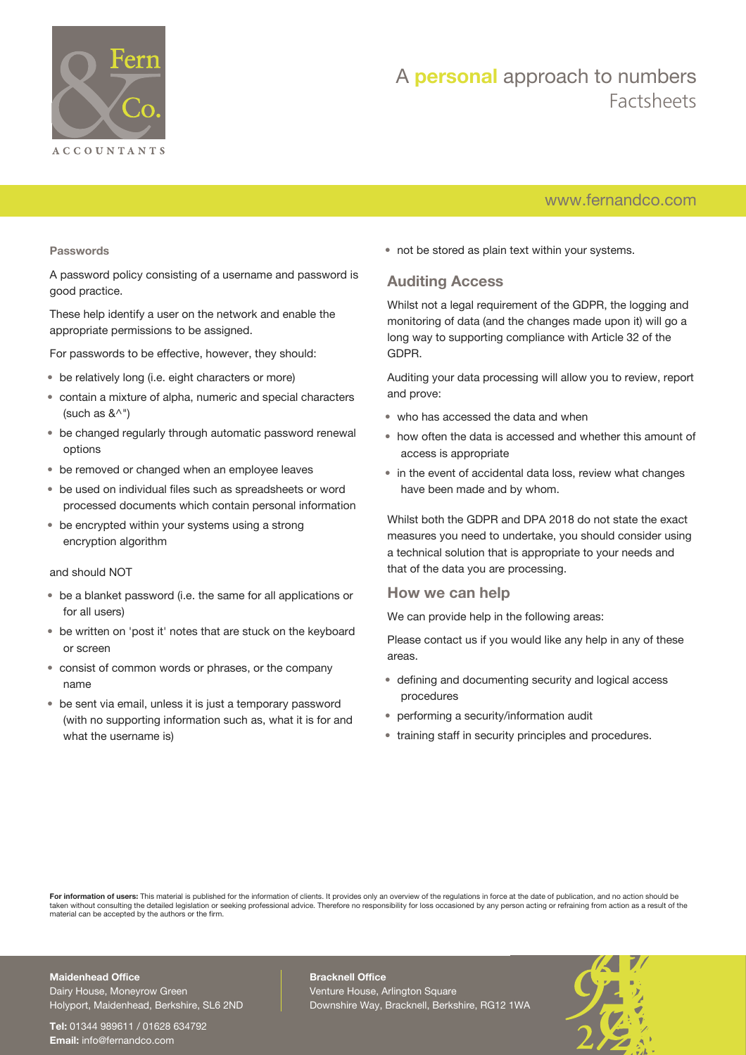#### Passwords

A password policy consisting of a username and password is good practice.

These help identify a user on the network and enable the appropriate permissions to be assigned.

For passwords to be effective, however, they should:

- be relatively long (i.e. eight characters or more)
- contain a mixture of alpha, numeric and special characters (such as &^")
- be changed regularly through automatic password renewal options
- be removed or changed when an employee leaves
- be used on individual files such as spreadsheets or word processed documents which contain personal information
- be encrypted within your systems using a strong encryption algorithm

and should NOT

- be a blanket password (i.e. the same for all applications or for all users)
- be written on 'post it' notes that are stuck on the keyboard or screen
- consist of common words or phrases, or the company name
- be sent via email, unless it is just a temporary password (with no supporting information such as, what it is for and what the username is)
- not be stored as plain text within your systems.

## Auditing Access

Whilst not a legal requirement of the GDPR, the logging and monitoring of data (and the changes made upon it) will go a long way to supporting compliance with Article 32 of the GDPR.

Auditing your data processing will allow you to review, report and prove:

- who has accessed the data and when
- how often the data is accessed and whether this amount of access is appropriate
- in the event of accidental data loss, review what changes have been made and by whom.

Whilst both the GDPR and DPA 2018 do not state the exact measures you need to undertake, you should consider using a technical solution that is appropriate to your needs and that of the data you are processing.

## How we can help

We can provide help in the following areas:

Please contact us if you would like any help in any of these areas.

- defining and documenting security and logical access procedures
- performing a security/information audit
- training staff in security principles and procedures.

**For information of users:** This material is published for the information of clients. It provides only an overview of the regulations in force at the date of publication, and no action should be taken without consulting the detailed legislation or seeking professional advice. Therefore no responsibility for loss occasioned by any person acting or refraining from action as a result of the material can be accepted by the authors or the firm.